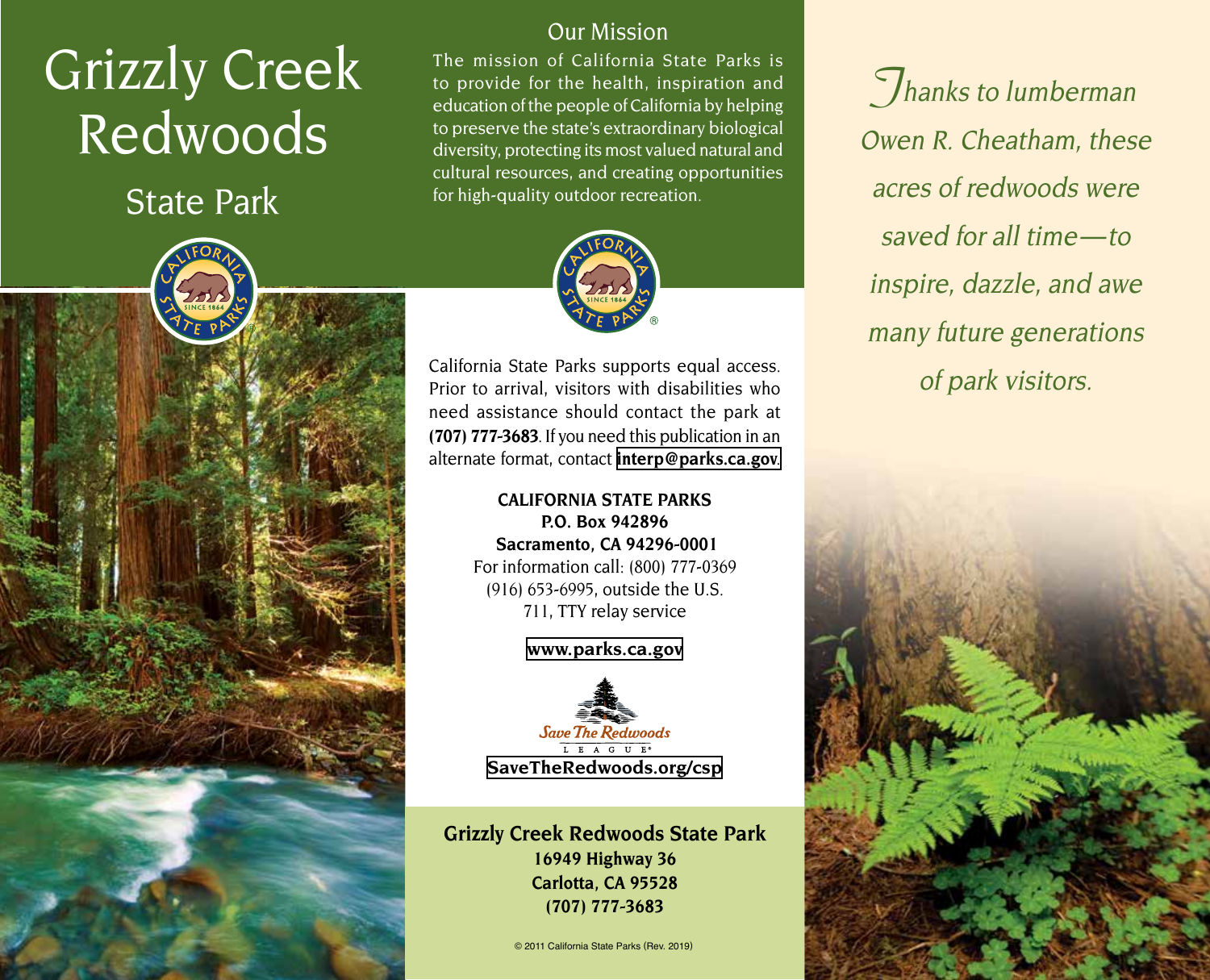# Grizzly Creek Redwoods

## State Park

## Our Mission

The mission of California State Parks is to provide for the health, inspiration and education of the people of California by helping to preserve the state's extraordinary biological diversity, protecting its most valued natural and cultural resources, and creating opportunities for high-quality outdoor recreation.

California State Parks supports equal access. Prior to arrival, visitors with disabilities who need assistance should contact the park at **(707) 777-3683**. If you need this publication in an alternate format, contact **interp@parks.ca.gov**.

**CALIFORNIA STATE PARKS**
**P.O. Box 942896**
**Sacramento, CA 94296-0001**
For information call: (800) 777-0369
(916) 653-6995, outside the U.S.
711, TTY relay service

**www.parks.ca.gov**

Save The Redwoods League

**SaveTheRedwoods.org/csp**

**Grizzly Creek Redwoods State Park**
**16949 Highway 36**
**Carlotta, CA 95528**
**(707) 777-3683**

© 2011 California State Parks (Rev. 2019)

*Thanks to lumberman Owen R. Cheatham, these acres of redwoods were saved for all time—to inspire, dazzle, and awe many future generations of park visitors.*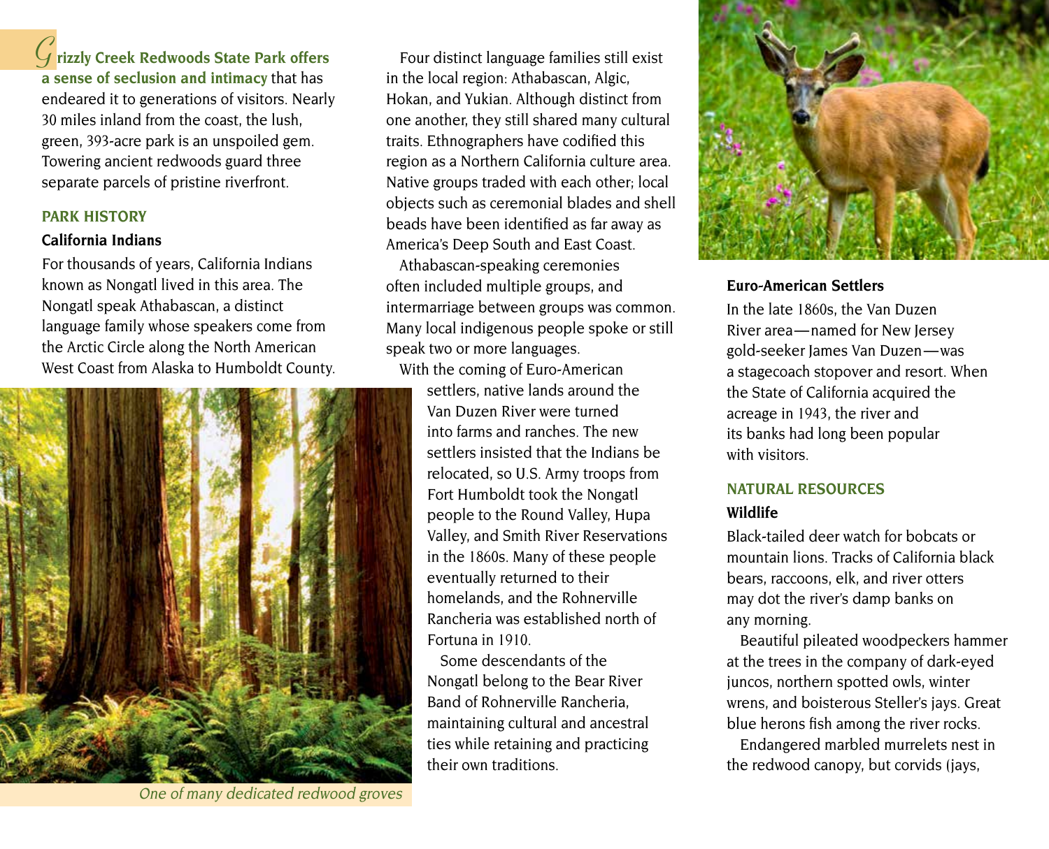**Grizzly Creek Redwoods State Park offers a sense of seclusion and intimacy** that has endeared it to generations of visitors. Nearly 30 miles inland from the coast, the lush, green, 393-acre park is an unspoiled gem. Towering ancient redwoods guard three separate parcels of pristine riverfront.

## PARK HISTORY

### California Indians

For thousands of years, California Indians known as Nongatl lived in this area. The Nongatl speak Athabascan, a distinct language family whose speakers come from the Arctic Circle along the North American West Coast from Alaska to Humboldt County.

Four distinct language families still exist in the local region: Athabascan, Algic, Hokan, and Yukian. Although distinct from one another, they still shared many cultural traits. Ethnographers have codified this region as a Northern California culture area. Native groups traded with each other; local objects such as ceremonial blades and shell beads have been identified as far away as America's Deep South and East Coast.

Athabascan-speaking ceremonies often included multiple groups, and intermarriage between groups was common. Many local indigenous people spoke or still speak two or more languages.

With the coming of Euro-American settlers, native lands around the Van Duzen River were turned into farms and ranches. The new settlers insisted that the Indians be relocated, so U.S. Army troops from Fort Humboldt took the Nongatl people to the Round Valley, Hupa Valley, and Smith River Reservations in the 1860s. Many of these people eventually returned to their homelands, and the Rohnerville Rancheria was established north of Fortuna in 1910.

Some descendants of the Nongatl belong to the Bear River Band of Rohnerville Rancheria, maintaining cultural and ancestral ties while retaining and practicing their own traditions.

*One of many dedicated redwood groves*

### Euro-American Settlers

In the late 1860s, the Van Duzen River area—named for New Jersey gold-seeker James Van Duzen—was a stagecoach stopover and resort. When the State of California acquired the acreage in 1943, the river and its banks had long been popular with visitors.

## NATURAL RESOURCES

### Wildlife

Black-tailed deer watch for bobcats or mountain lions. Tracks of California black bears, raccoons, elk, and river otters may dot the river's damp banks on any morning.

Beautiful pileated woodpeckers hammer at the trees in the company of dark-eyed juncos, northern spotted owls, winter wrens, and boisterous Steller's jays. Great blue herons fish among the river rocks.

Endangered marbled murrelets nest in the redwood canopy, but corvids (jays,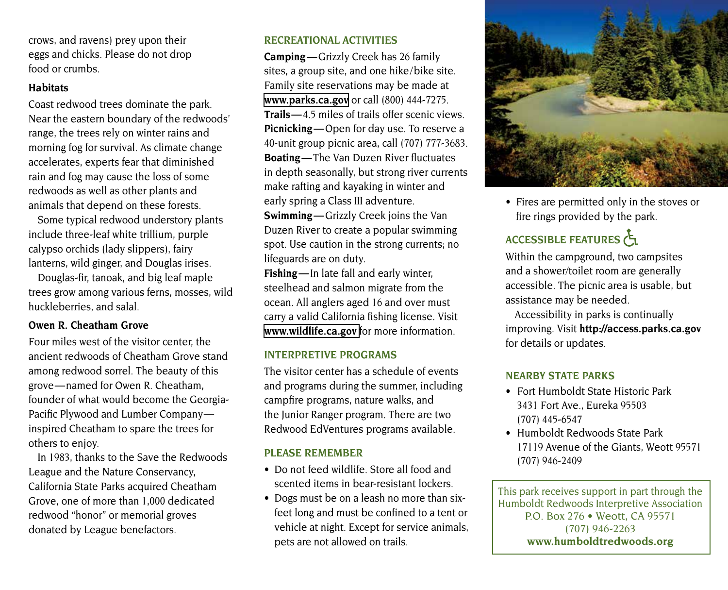crows, and ravens) prey upon their eggs and chicks. Please do not drop food or crumbs.

### Habitats

Coast redwood trees dominate the park. Near the eastern boundary of the redwoods' range, the trees rely on winter rains and morning fog for survival. As climate change accelerates, experts fear that diminished rain and fog may cause the loss of some redwoods as well as other plants and animals that depend on these forests.

Some typical redwood understory plants include three-leaf white trillium, purple calypso orchids (lady slippers), fairy lanterns, wild ginger, and Douglas irises.

Douglas-fir, tanoak, and big leaf maple trees grow among various ferns, mosses, wild huckleberries, and salal.

### Owen R. Cheatham Grove

Four miles west of the visitor center, the ancient redwoods of Cheatham Grove stand among redwood sorrel. The beauty of this grove—named for Owen R. Cheatham, founder of what would become the Georgia-Pacific Plywood and Lumber Company—inspired Cheatham to spare the trees for others to enjoy.

In 1983, thanks to the Save the Redwoods League and the Nature Conservancy, California State Parks acquired Cheatham Grove, one of more than 1,000 dedicated redwood "honor" or memorial groves donated by League benefactors.

## RECREATIONAL ACTIVITIES

**Camping**—Grizzly Creek has 26 family sites, a group site, and one hike/bike site. Family site reservations may be made at **www.parks.ca.gov** or call (800) 444-7275.
**Trails**—4.5 miles of trails offer scenic views.
**Picnicking**—Open for day use. To reserve a 40-unit group picnic area, call (707) 777-3683.
**Boating**—The Van Duzen River fluctuates in depth seasonally, but strong river currents make rafting and kayaking in winter and early spring a Class III adventure.
**Swimming**—Grizzly Creek joins the Van Duzen River to create a popular swimming spot. Use caution in the strong currents; no lifeguards are on duty.
**Fishing**—In late fall and early winter, steelhead and salmon migrate from the ocean. All anglers aged 16 and over must carry a valid California fishing license. Visit **www.wildlife.ca.gov** for more information.

## INTERPRETIVE PROGRAMS

The visitor center has a schedule of events and programs during the summer, including campfire programs, nature walks, and the Junior Ranger program. There are two Redwood EdVentures programs available.

## PLEASE REMEMBER

- Do not feed wildlife. Store all food and scented items in bear-resistant lockers.
- Dogs must be on a leash no more than six-feet long and must be confined to a tent or vehicle at night. Except for service animals, pets are not allowed on trails.
- Fires are permitted only in the stoves or fire rings provided by the park.

## ACCESSIBLE FEATURES

Within the campground, two campsites and a shower/toilet room are generally accessible. The picnic area is usable, but assistance may be needed.

Accessibility in parks is continually improving. Visit **http://access.parks.ca.gov** for details or updates.

## NEARBY STATE PARKS

- Fort Humboldt State Historic Park
  3431 Fort Ave., Eureka 95503
  (707) 445-6547
- Humboldt Redwoods State Park
  17119 Avenue of the Giants, Weott 95571
  (707) 946-2409

This park receives support in part through the Humboldt Redwoods Interpretive Association
P.O. Box 276 • Weott, CA 95571
(707) 946-2263
**www.humboldtredwoods.org**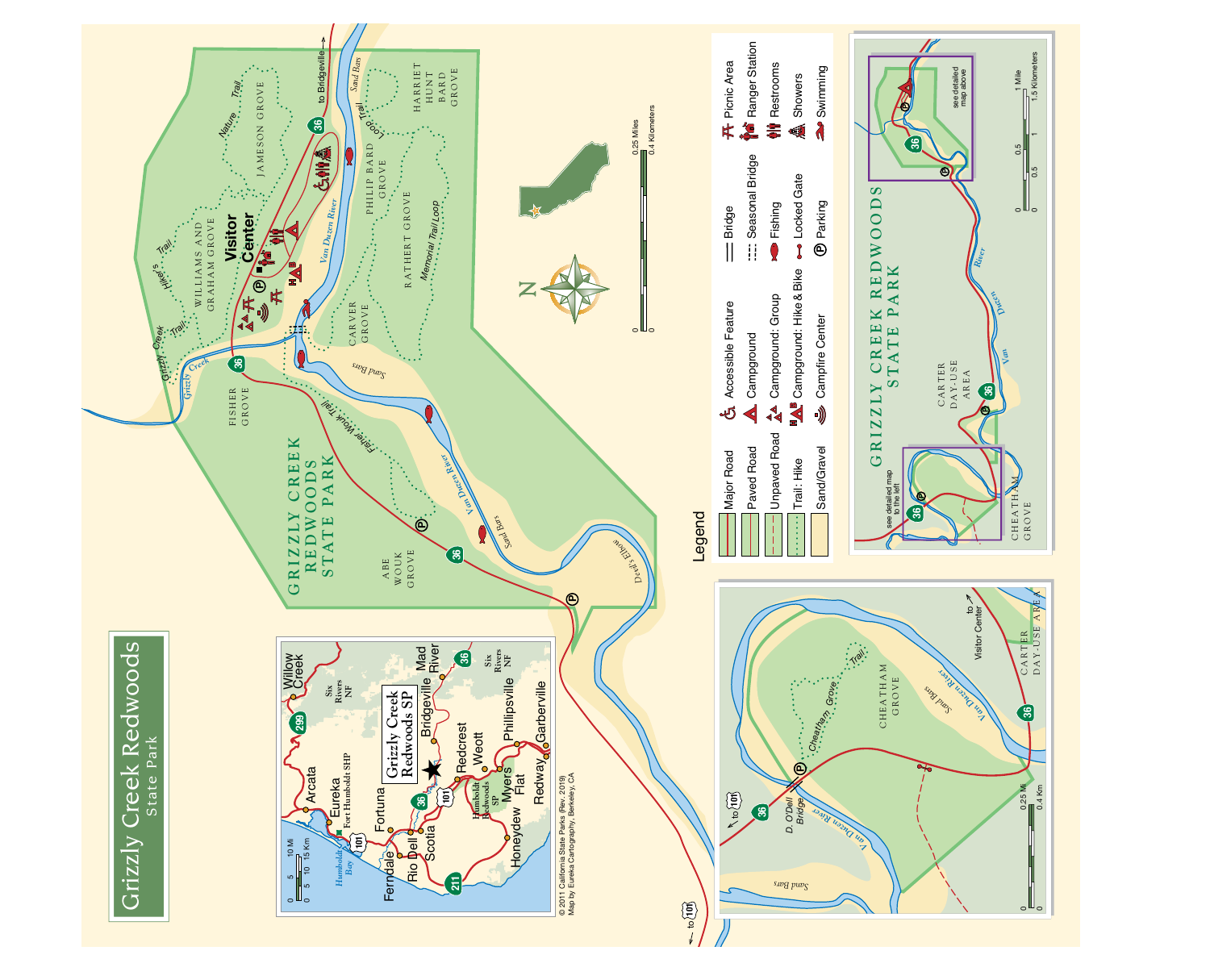# Grizzly Creek Redwoods

State Park

## Legend

- Major Road
- Paved Road
- Unpaved Road
- Trail: Hike
- Sand/Gravel
- Accessible Feature
- Campground
- Campground: Group
- Campground: Hike & Bike
- Campfire Center
- Bridge
- Seasonal Bridge
- Fishing
- Locked Gate
- Parking
- Picnic Area
- Ranger Station
- Restrooms
- Showers
- Swimming

GRIZZLY CREEK REDWOODS STATE PARK

Visitor Center

FISHER GROVE

ABE WOUK GROVE

WILLIAMS AND GRAHAM GROVE

JAMESON GROVE

CARVER GROVE

RATHERT GROVE

PHILIP BARD GROVE

HARRIET HUNT BARD GROVE

CHEATHAM GROVE

CARTER DAY-USE AREA

Grizzly Creek Trail

Hiker's Trail

Nature Trail

Loop Trail

Memorial Trail/Loop

Fisher Wouk Trail

Cheatham Grove Trail

Van Duzen River

Grizzly Creek

Devil's Elbow

Sand Bars

D. O'Dell Bridge

to Bridgeville

to 101

to Visitor Center

see detailed map above

see detailed map to the left

0 0.25 Miles

0 0.4 Kilometers

0 0.25 Mi

0 0.4 Km

0 0.5 1 Mile

0 0.5 1 1.5 Kilometers

0 5 10 Mi

0 5 10 15 Km

Grizzly Creek Redwoods SP

Arcata, Eureka, Fort Humboldt SHP, Humboldt Bay, Fortuna, Ferndale, Rio Dell, Scotia, Redcrest, Weott, Humboldt Redwoods SP, Myers Flat, Phillipsville, Redway, Garberville, Honeydew, Bridgeville, Mad River, Willow Creek, Six Rivers NF

© 2011 California State Parks (Rev. 2019)

Map by Eureka Cartography, Berkeley, CA